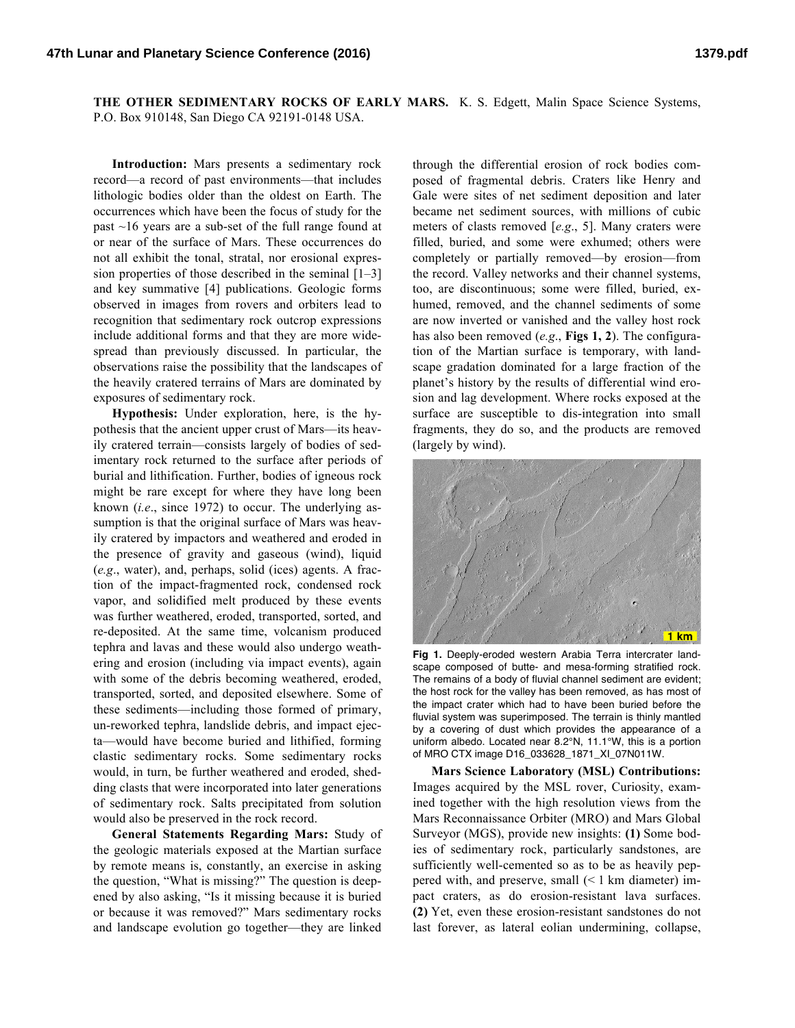**THE OTHER SEDIMENTARY ROCKS OF EARLY MARS.** K. S. Edgett, Malin Space Science Systems, P.O. Box 910148, San Diego CA 92191-0148 USA.

**Introduction:** Mars presents a sedimentary rock record—a record of past environments—that includes lithologic bodies older than the oldest on Earth. The occurrences which have been the focus of study for the past ~16 years are a sub-set of the full range found at or near of the surface of Mars. These occurrences do not all exhibit the tonal, stratal, nor erosional expression properties of those described in the seminal [1–3] and key summative [4] publications. Geologic forms observed in images from rovers and orbiters lead to recognition that sedimentary rock outcrop expressions include additional forms and that they are more widespread than previously discussed. In particular, the observations raise the possibility that the landscapes of the heavily cratered terrains of Mars are dominated by exposures of sedimentary rock.

**Hypothesis:** Under exploration, here, is the hypothesis that the ancient upper crust of Mars—its heavily cratered terrain—consists largely of bodies of sedimentary rock returned to the surface after periods of burial and lithification. Further, bodies of igneous rock might be rare except for where they have long been known (*i.e*., since 1972) to occur. The underlying assumption is that the original surface of Mars was heavily cratered by impactors and weathered and eroded in the presence of gravity and gaseous (wind), liquid (*e.g*., water), and, perhaps, solid (ices) agents. A fraction of the impact-fragmented rock, condensed rock vapor, and solidified melt produced by these events was further weathered, eroded, transported, sorted, and re-deposited. At the same time, volcanism produced tephra and lavas and these would also undergo weathering and erosion (including via impact events), again with some of the debris becoming weathered, eroded, transported, sorted, and deposited elsewhere. Some of these sediments—including those formed of primary, un-reworked tephra, landslide debris, and impact ejecta—would have become buried and lithified, forming clastic sedimentary rocks. Some sedimentary rocks would, in turn, be further weathered and eroded, shedding clasts that were incorporated into later generations of sedimentary rock. Salts precipitated from solution would also be preserved in the rock record.

**General Statements Regarding Mars:** Study of the geologic materials exposed at the Martian surface by remote means is, constantly, an exercise in asking the question, "What is missing?" The question is deepened by also asking, "Is it missing because it is buried or because it was removed?" Mars sedimentary rocks and landscape evolution go together—they are linked through the differential erosion of rock bodies composed of fragmental debris. Craters like Henry and Gale were sites of net sediment deposition and later became net sediment sources, with millions of cubic meters of clasts removed [*e.g*., 5]. Many craters were filled, buried, and some were exhumed; others were completely or partially removed—by erosion—from the record. Valley networks and their channel systems, too, are discontinuous; some were filled, buried, exhumed, removed, and the channel sediments of some are now inverted or vanished and the valley host rock has also been removed (*e.g*., **Figs 1, 2**). The configuration of the Martian surface is temporary, with landscape gradation dominated for a large fraction of the planet's history by the results of differential wind erosion and lag development. Where rocks exposed at the surface are susceptible to dis-integration into small fragments, they do so, and the products are removed (largely by wind).

**Fig 1.** Deeply-eroded western Arabia Terra intercrater landscape composed of butte- and mesa-forming stratified rock. The remains of a body of fluvial channel sediment are evident; the host rock for the valley has been removed, as has most of the impact crater which had to have been buried before the fluvial system was superimposed. The terrain is thinly mantled by a covering of dust which provides the appearance of a uniform albedo. Located near 8.2°N, 11.1°W, this is a portion of MRO CTX image D16_033628_1871_XI_07N011W.

**Mars Science Laboratory (MSL) Contributions:** Images acquired by the MSL rover, Curiosity, examined together with the high resolution views from the Mars Reconnaissance Orbiter (MRO) and Mars Global Surveyor (MGS), provide new insights: **(1)** Some bodies of sedimentary rock, particularly sandstones, are sufficiently well-cemented so as to be as heavily peppered with, and preserve, small (< 1 km diameter) impact craters, as do erosion-resistant lava surfaces. **(2)** Yet, even these erosion-resistant sandstones do not last forever, as lateral eolian undermining, collapse,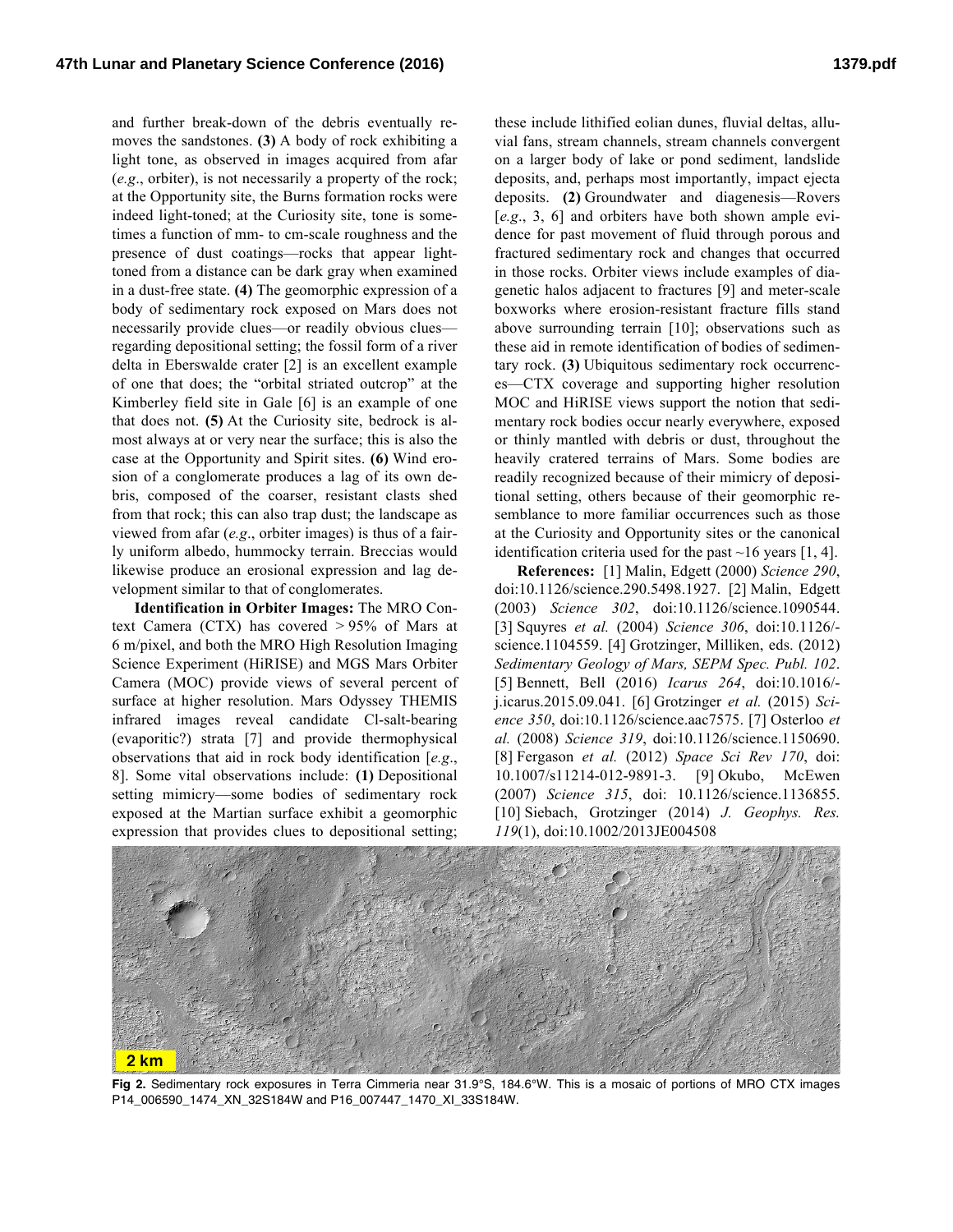and further break-down of the debris eventually removes the sandstones. **(3)** A body of rock exhibiting a light tone, as observed in images acquired from afar (*e.g*., orbiter), is not necessarily a property of the rock; at the Opportunity site, the Burns formation rocks were indeed light-toned; at the Curiosity site, tone is sometimes a function of mm- to cm-scale roughness and the presence of dust coatings—rocks that appear light-toned from a distance can be dark gray when examined in a dust-free state. **(4)** The geomorphic expression of a body of sedimentary rock exposed on Mars does not necessarily provide clues—or readily obvious clues—regarding depositional setting; the fossil form of a river delta in Eberswalde crater [2] is an excellent example of one that does; the "orbital striated outcrop" at the Kimberley field site in Gale [6] is an example of one that does not. **(5)** At the Curiosity site, bedrock is almost always at or very near the surface; this is also the case at the Opportunity and Spirit sites. **(6)** Wind erosion of a conglomerate produces a lag of its own debris, composed of the coarser, resistant clasts shed from that rock; this can also trap dust; the landscape as viewed from afar (*e.g*., orbiter images) is thus of a fairly uniform albedo, hummocky terrain. Breccias would likewise produce an erosional expression and lag development similar to that of conglomerates.

**Identification in Orbiter Images:** The MRO Context Camera (CTX) has covered > 95% of Mars at 6 m/pixel, and both the MRO High Resolution Imaging Science Experiment (HiRISE) and MGS Mars Orbiter Camera (MOC) provide views of several percent of surface at higher resolution. Mars Odyssey THEMIS infrared images reveal candidate Cl-salt-bearing (evaporitic?) strata [7] and provide thermophysical observations that aid in rock body identification [*e.g*., 8]. Some vital observations include: **(1)** Depositional setting mimicry—some bodies of sedimentary rock exposed at the Martian surface exhibit a geomorphic expression that provides clues to depositional setting; these include lithified eolian dunes, fluvial deltas, alluvial fans, stream channels, stream channels convergent on a larger body of lake or pond sediment, landslide deposits, and, perhaps most importantly, impact ejecta deposits. **(2)** Groundwater and diagenesis—Rovers [*e.g*., 3, 6] and orbiters have both shown ample evidence for past movement of fluid through porous and fractured sedimentary rock and changes that occurred in those rocks. Orbiter views include examples of diagenetic halos adjacent to fractures [9] and meter-scale boxworks where erosion-resistant fracture fills stand above surrounding terrain [10]; observations such as these aid in remote identification of bodies of sedimentary rock. **(3)** Ubiquitous sedimentary rock occurrences—CTX coverage and supporting higher resolution MOC and HiRISE views support the notion that sedimentary rock bodies occur nearly everywhere, exposed or thinly mantled with debris or dust, throughout the heavily cratered terrains of Mars. Some bodies are readily recognized because of their mimicry of depositional setting, others because of their geomorphic resemblance to more familiar occurrences such as those at the Curiosity and Opportunity sites or the canonical identification criteria used for the past ~16 years [1, 4].

**References:** [1] Malin, Edgett (2000) *Science 290*, doi:10.1126/science.290.5498.1927. [2] Malin, Edgett (2003) *Science 302*, doi:10.1126/science.1090544. [3] Squyres *et al.* (2004) *Science 306*, doi:10.1126/science.1104559. [4] Grotzinger, Milliken, eds. (2012) *Sedimentary Geology of Mars, SEPM Spec. Publ. 102*. [5] Bennett, Bell (2016) *Icarus 264*, doi:10.1016/j.icarus.2015.09.041. [6] Grotzinger *et al.* (2015) *Science 350*, doi:10.1126/science.aac7575. [7] Osterloo *et al.* (2008) *Science 319*, doi:10.1126/science.1150690. [8] Fergason *et al.* (2012) *Space Sci Rev 170*, doi:10.1007/s11214-012-9891-3. [9] Okubo, McEwen (2007) *Science 315*, doi: 10.1126/science.1136855. [10] Siebach, Grotzinger (2014) *J. Geophys. Res. 119*(1), doi:10.1002/2013JE004508

2 km

**Fig 2.** Sedimentary rock exposures in Terra Cimmeria near 31.9°S, 184.6°W. This is a mosaic of portions of MRO CTX images P14_006590_1474_XN_32S184W and P16_007447_1470_XI_33S184W.